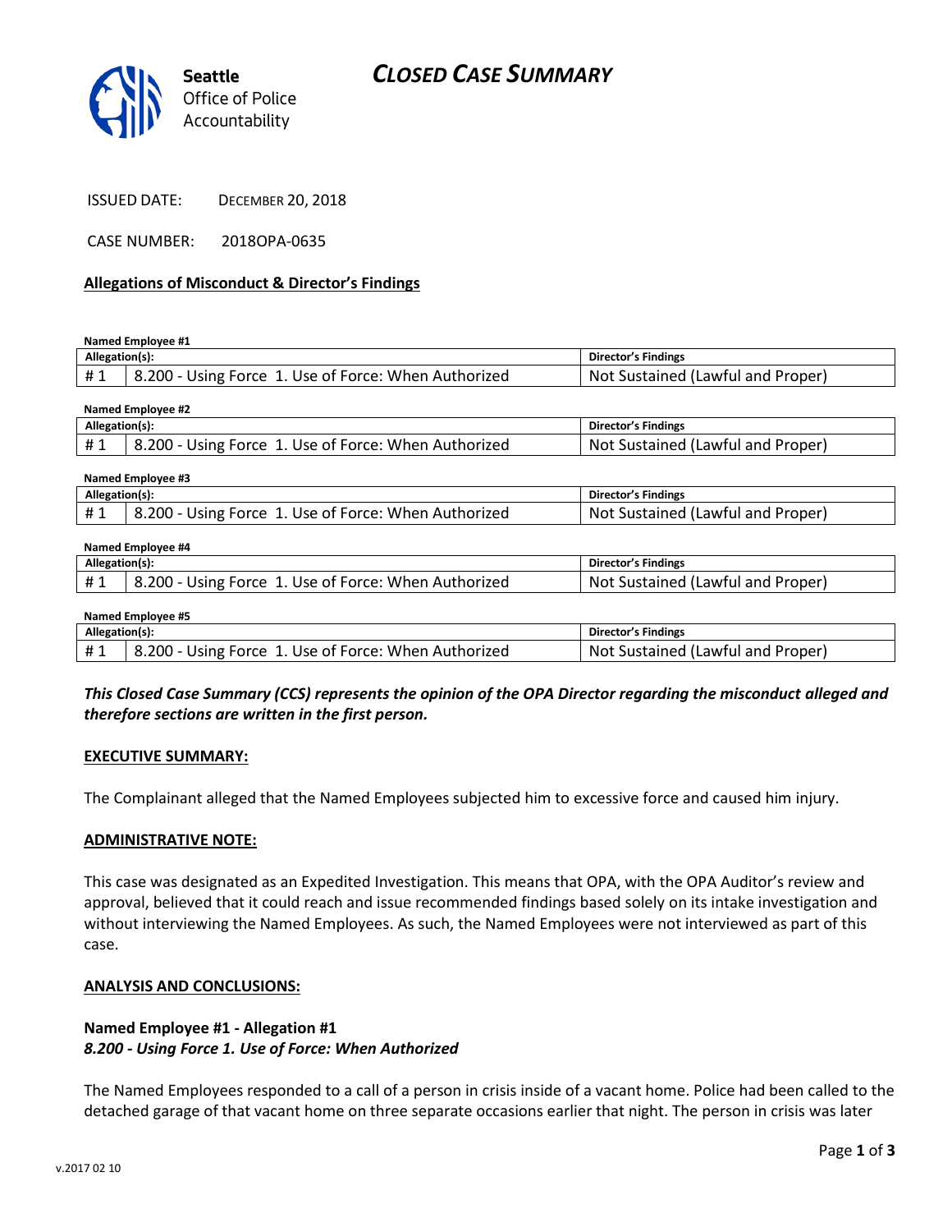# CLOSED CASE SUMMARY

Seattle Office of Police Accountability

ISSUED DATE: DECEMBER 20, 2018

CASE NUMBER: 2018OPA-0635

**Allegations of Misconduct & Director's Findings**

**Named Employee #1**

| Allegation(s): | | Director's Findings |
|---|---|---|
| # 1 | 8.200 - Using Force 1. Use of Force: When Authorized | Not Sustained (Lawful and Proper) |

**Named Employee #2**

| Allegation(s): | | Director's Findings |
|---|---|---|
| # 1 | 8.200 - Using Force 1. Use of Force: When Authorized | Not Sustained (Lawful and Proper) |

**Named Employee #3**

| Allegation(s): | | Director's Findings |
|---|---|---|
| # 1 | 8.200 - Using Force 1. Use of Force: When Authorized | Not Sustained (Lawful and Proper) |

**Named Employee #4**

| Allegation(s): | | Director's Findings |
|---|---|---|
| # 1 | 8.200 - Using Force 1. Use of Force: When Authorized | Not Sustained (Lawful and Proper) |

**Named Employee #5**

| Allegation(s): | | Director's Findings |
|---|---|---|
| # 1 | 8.200 - Using Force 1. Use of Force: When Authorized | Not Sustained (Lawful and Proper) |

***This Closed Case Summary (CCS) represents the opinion of the OPA Director regarding the misconduct alleged and therefore sections are written in the first person.***

**EXECUTIVE SUMMARY:**

The Complainant alleged that the Named Employees subjected him to excessive force and caused him injury.

**ADMINISTRATIVE NOTE:**

This case was designated as an Expedited Investigation. This means that OPA, with the OPA Auditor's review and approval, believed that it could reach and issue recommended findings based solely on its intake investigation and without interviewing the Named Employees. As such, the Named Employees were not interviewed as part of this case.

**ANALYSIS AND CONCLUSIONS:**

**Named Employee #1 - Allegation #1**
***8.200 - Using Force 1. Use of Force: When Authorized***

The Named Employees responded to a call of a person in crisis inside of a vacant home. Police had been called to the detached garage of that vacant home on three separate occasions earlier that night. The person in crisis was later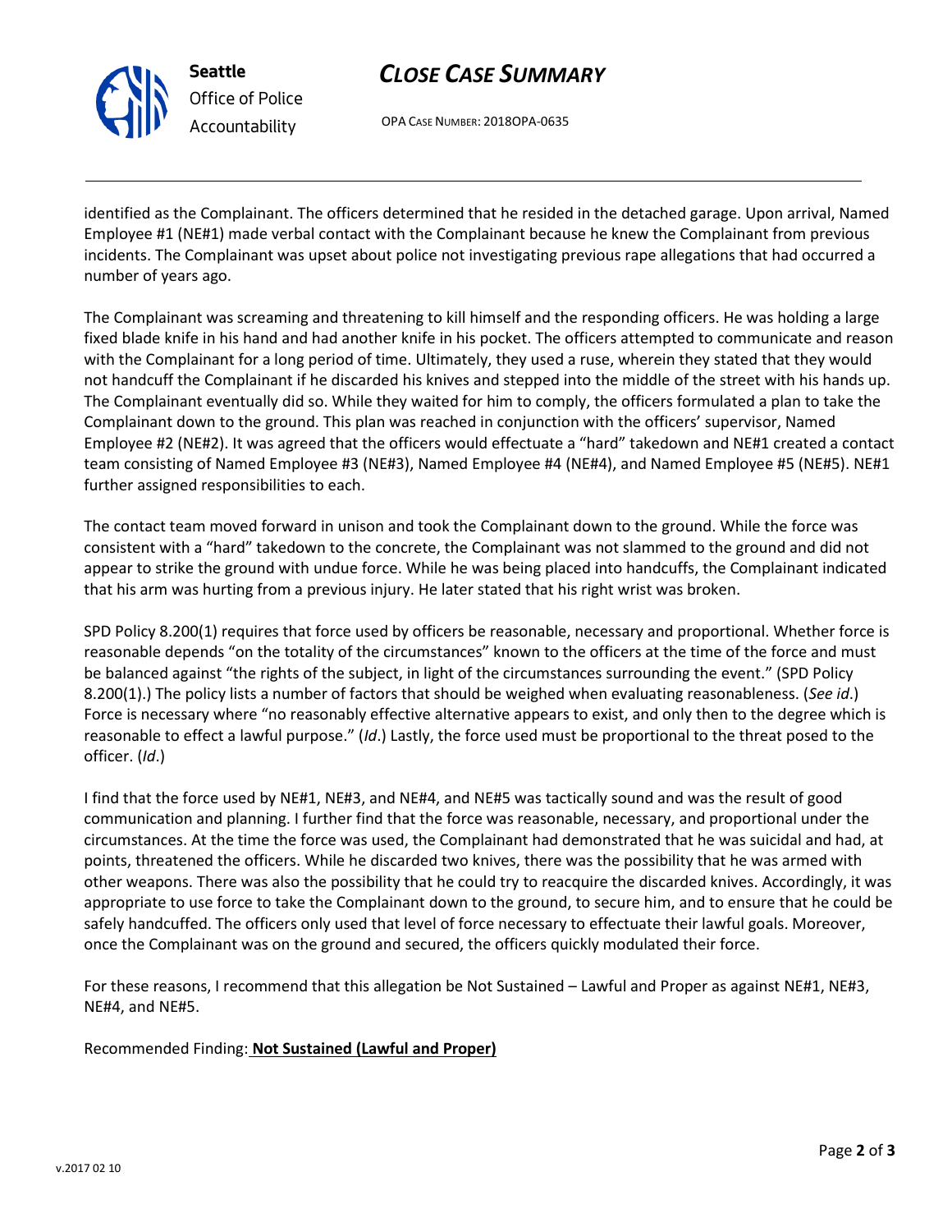identified as the Complainant. The officers determined that he resided in the detached garage. Upon arrival, Named Employee #1 (NE#1) made verbal contact with the Complainant because he knew the Complainant from previous incidents. The Complainant was upset about police not investigating previous rape allegations that had occurred a number of years ago.

The Complainant was screaming and threatening to kill himself and the responding officers. He was holding a large fixed blade knife in his hand and had another knife in his pocket. The officers attempted to communicate and reason with the Complainant for a long period of time. Ultimately, they used a ruse, wherein they stated that they would not handcuff the Complainant if he discarded his knives and stepped into the middle of the street with his hands up. The Complainant eventually did so. While they waited for him to comply, the officers formulated a plan to take the Complainant down to the ground. This plan was reached in conjunction with the officers' supervisor, Named Employee #2 (NE#2). It was agreed that the officers would effectuate a "hard" takedown and NE#1 created a contact team consisting of Named Employee #3 (NE#3), Named Employee #4 (NE#4), and Named Employee #5 (NE#5). NE#1 further assigned responsibilities to each.

The contact team moved forward in unison and took the Complainant down to the ground. While the force was consistent with a "hard" takedown to the concrete, the Complainant was not slammed to the ground and did not appear to strike the ground with undue force. While he was being placed into handcuffs, the Complainant indicated that his arm was hurting from a previous injury. He later stated that his right wrist was broken.

SPD Policy 8.200(1) requires that force used by officers be reasonable, necessary and proportional. Whether force is reasonable depends "on the totality of the circumstances" known to the officers at the time of the force and must be balanced against "the rights of the subject, in light of the circumstances surrounding the event." (SPD Policy 8.200(1).) The policy lists a number of factors that should be weighed when evaluating reasonableness. (*See id*.) Force is necessary where "no reasonably effective alternative appears to exist, and only then to the degree which is reasonable to effect a lawful purpose." (*Id*.) Lastly, the force used must be proportional to the threat posed to the officer. (*Id*.)

I find that the force used by NE#1, NE#3, and NE#4, and NE#5 was tactically sound and was the result of good communication and planning. I further find that the force was reasonable, necessary, and proportional under the circumstances. At the time the force was used, the Complainant had demonstrated that he was suicidal and had, at points, threatened the officers. While he discarded two knives, there was the possibility that he was armed with other weapons. There was also the possibility that he could try to reacquire the discarded knives. Accordingly, it was appropriate to use force to take the Complainant down to the ground, to secure him, and to ensure that he could be safely handcuffed. The officers only used that level of force necessary to effectuate their lawful goals. Moreover, once the Complainant was on the ground and secured, the officers quickly modulated their force.

For these reasons, I recommend that this allegation be Not Sustained – Lawful and Proper as against NE#1, NE#3, NE#4, and NE#5.

Recommended Finding: **Not Sustained (Lawful and Proper)**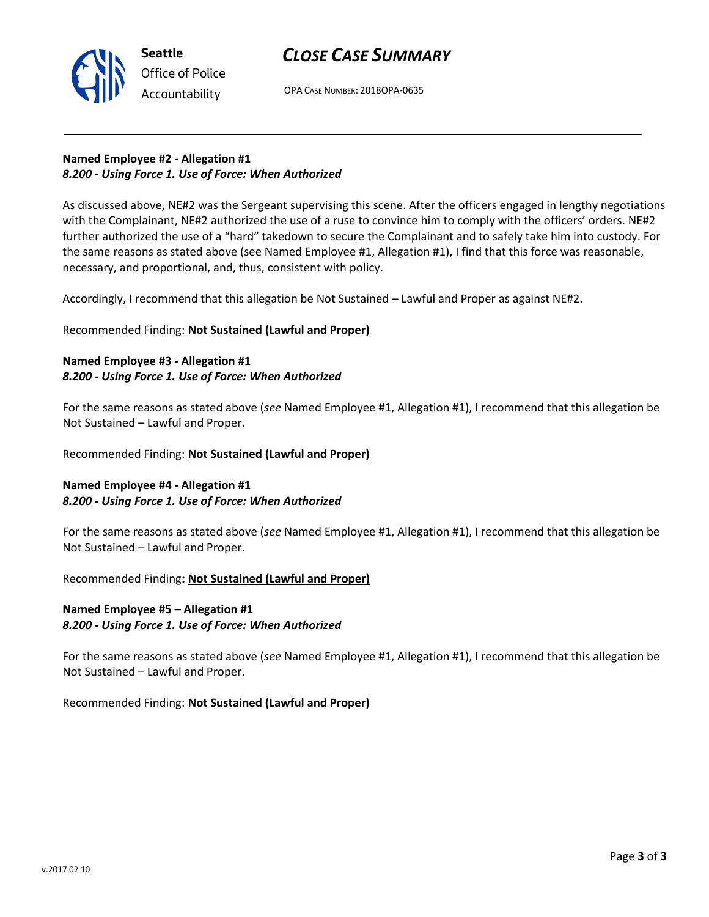**Named Employee #2 - Allegation #1**
***8.200 - Using Force 1. Use of Force: When Authorized***

As discussed above, NE#2 was the Sergeant supervising this scene. After the officers engaged in lengthy negotiations with the Complainant, NE#2 authorized the use of a ruse to convince him to comply with the officers' orders. NE#2 further authorized the use of a "hard" takedown to secure the Complainant and to safely take him into custody. For the same reasons as stated above (see Named Employee #1, Allegation #1), I find that this force was reasonable, necessary, and proportional, and, thus, consistent with policy.

Accordingly, I recommend that this allegation be Not Sustained – Lawful and Proper as against NE#2.

Recommended Finding: **Not Sustained (Lawful and Proper)**

**Named Employee #3 - Allegation #1**
***8.200 - Using Force 1. Use of Force: When Authorized***

For the same reasons as stated above (*see* Named Employee #1, Allegation #1), I recommend that this allegation be Not Sustained – Lawful and Proper.

Recommended Finding: **Not Sustained (Lawful and Proper)**

**Named Employee #4 - Allegation #1**
***8.200 - Using Force 1. Use of Force: When Authorized***

For the same reasons as stated above (*see* Named Employee #1, Allegation #1), I recommend that this allegation be Not Sustained – Lawful and Proper.

Recommended Finding**: Not Sustained (Lawful and Proper)**

**Named Employee #5 – Allegation #1**
***8.200 - Using Force 1. Use of Force: When Authorized***

For the same reasons as stated above (*see* Named Employee #1, Allegation #1), I recommend that this allegation be Not Sustained – Lawful and Proper.

Recommended Finding: **Not Sustained (Lawful and Proper)**